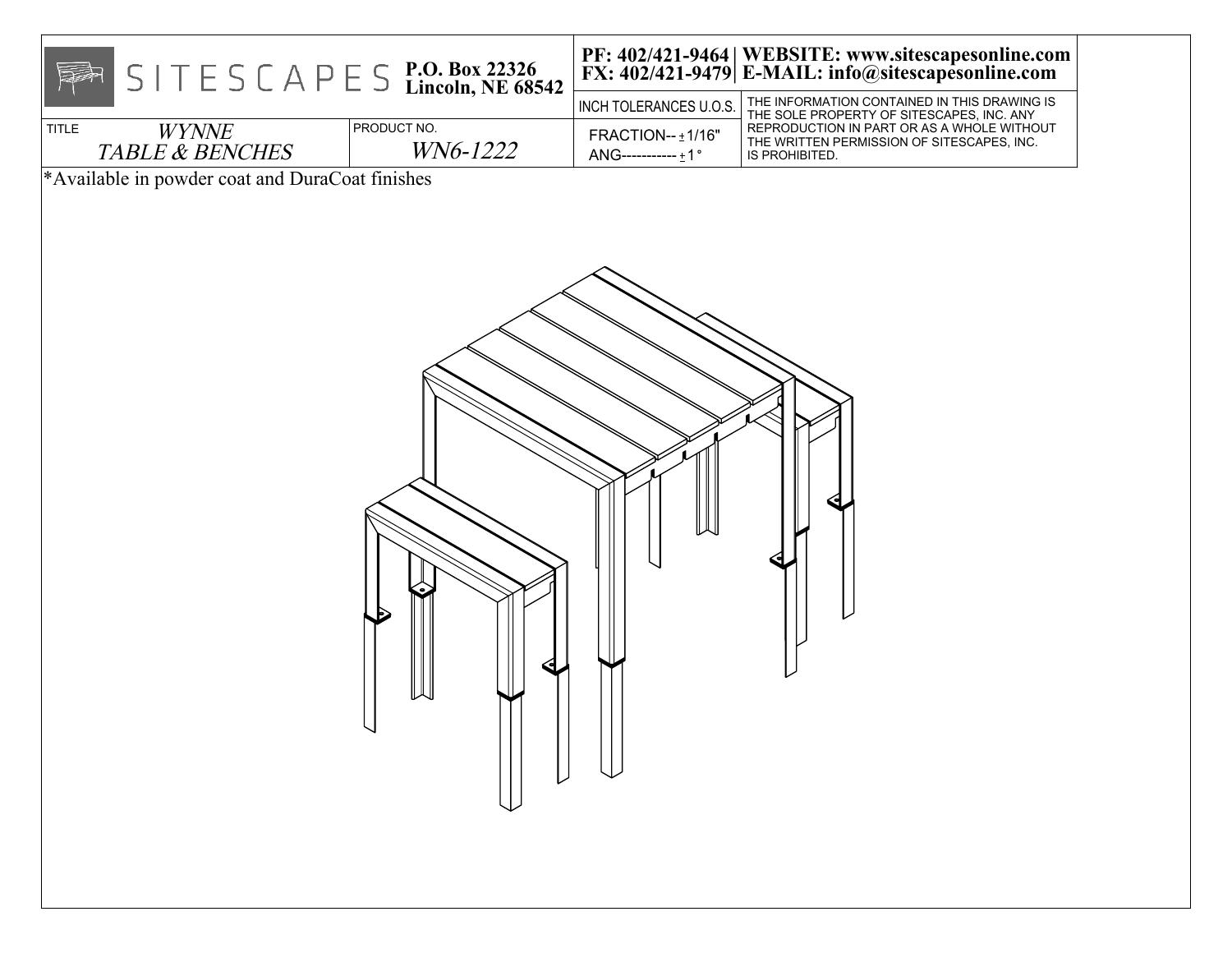SITESCAPES **P.O. Box 22326 Lincoln, NE 68542**

**PF: 402/421-9464 | WEBSITE: www.sitescapesonline.com**
**FX: 402/421-9479 | E-MAIL: info@sitescapesonline.com**

| TITLE | PRODUCT NO. | INCH TOLERANCES U.O.S. | |
|---|---|---|---|
| *WYNNE TABLE & BENCHES* | *WN6-1222* | FRACTION-- ± 1/16" ANG----------- ± 1° | THE INFORMATION CONTAINED IN THIS DRAWING IS THE SOLE PROPERTY OF SITESCAPES, INC. ANY REPRODUCTION IN PART OR AS A WHOLE WITHOUT THE WRITTEN PERMISSION OF SITESCAPES, INC. IS PROHIBITED. |

*Available in powder coat and DuraCoat finishes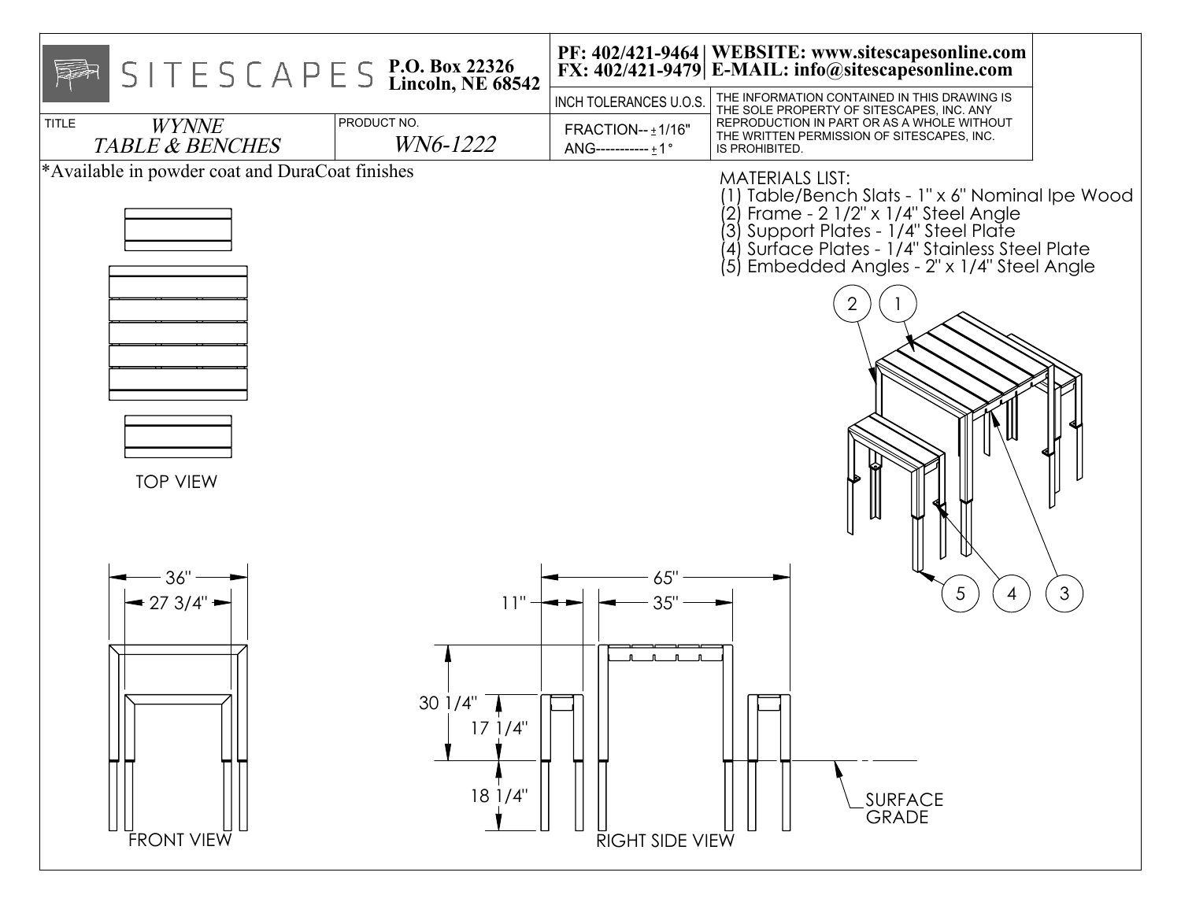SITESCAPES P.O. Box 22326 Lincoln, NE 68542

PF: 402/421-9464 | WEBSITE: www.sitescapesonline.com
FX: 402/421-9479 | E-MAIL: info@sitescapesonline.com

| | | | |
|---|---|---|---|
| TITLE *WYNNE TABLE & BENCHES* | PRODUCT NO. *WN6-1222* | INCH TOLERANCES U.O.S. FRACTION-- ± 1/16" ANG----------- ± 1° | THE INFORMATION CONTAINED IN THIS DRAWING IS THE SOLE PROPERTY OF SITESCAPES, INC. ANY REPRODUCTION IN PART OR AS A WHOLE WITHOUT THE WRITTEN PERMISSION OF SITESCAPES, INC. IS PROHIBITED. |

*Available in powder coat and DuraCoat finishes

MATERIALS LIST:
(1) Table/Bench Slats - 1" x 6" Nominal Ipe Wood
(2) Frame - 2 1/2" x 1/4" Steel Angle
(3) Support Plates - 1/4" Steel Plate
(4) Surface Plates - 1/4" Stainless Steel Plate
(5) Embedded Angles - 2" x 1/4" Steel Angle

2
1
5
4
3

TOP VIEW

36"
27 3/4"
FRONT VIEW

65"
11"
35"
30 1/4"
17 1/4"
18 1/4"
SURFACE GRADE
RIGHT SIDE VIEW